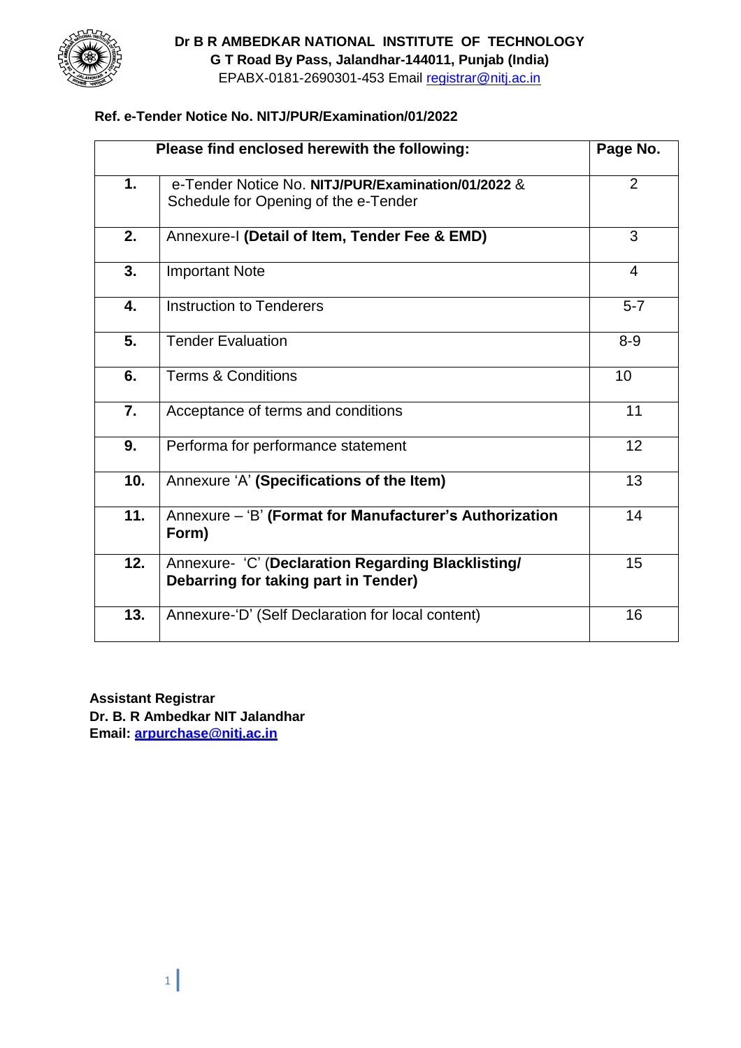**Dr B R AMBEDKAR NATIONAL INSTITUTE OF TECHNOLOGY**
**G T Road By Pass, Jalandhar-144011, Punjab (India)**
EPABX-0181-2690301-453 Email registrar@nitj.ac.in

**Ref. e-Tender Notice No. NITJ/PUR/Examination/01/2022**

| Please find enclosed herewith the following: | | Page No. |
|---|---|---|
| **1.** | e-Tender Notice No. **NITJ/PUR/Examination/01/2022** & Schedule for Opening of the e-Tender | 2 |
| **2.** | Annexure-I **(Detail of Item, Tender Fee & EMD)** | 3 |
| **3.** | Important Note | 4 |
| **4.** | Instruction to Tenderers | 5-7 |
| **5.** | Tender Evaluation | 8-9 |
| **6.** | Terms & Conditions | 10 |
| **7.** | Acceptance of terms and conditions | 11 |
| **9.** | Performa for performance statement | 12 |
| **10.** | Annexure 'A' **(Specifications of the Item)** | 13 |
| **11.** | Annexure – 'B' **(Format for Manufacturer's Authorization Form)** | 14 |
| **12.** | Annexure- 'C' (**Declaration Regarding Blacklisting/ Debarring for taking part in Tender)** | 15 |
| **13.** | Annexure-'D' (Self Declaration for local content) | 16 |

**Assistant Registrar**
**Dr. B. R Ambedkar NIT Jalandhar**
**Email: arpurchase@nitj.ac.in**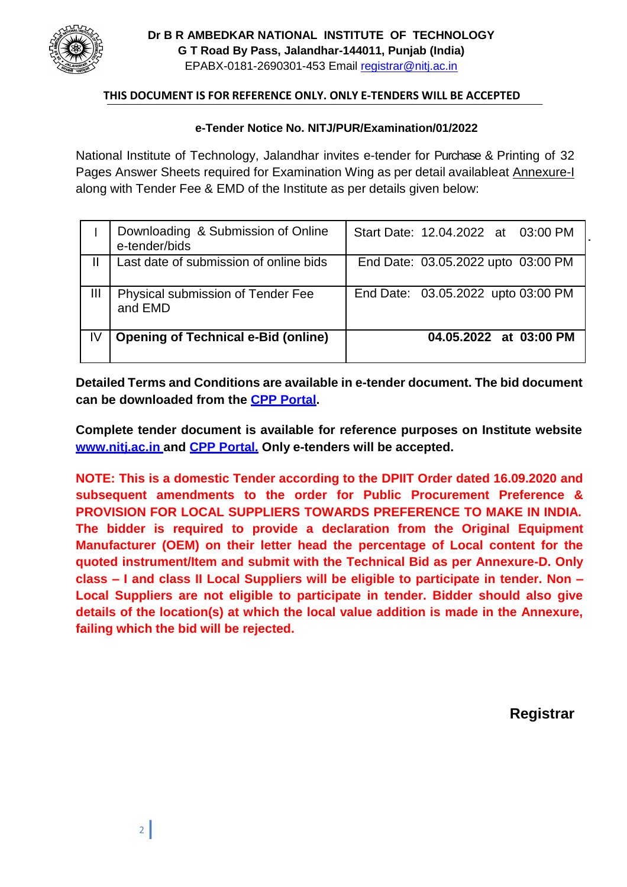**Dr B R AMBEDKAR NATIONAL INSTITUTE OF TECHNOLOGY**
**G T Road By Pass, Jalandhar-144011, Punjab (India)**
EPABX-0181-2690301-453 Email registrar@nitj.ac.in

**THIS DOCUMENT IS FOR REFERENCE ONLY. ONLY E-TENDERS WILL BE ACCEPTED**

**e-Tender Notice No. NITJ/PUR/Examination/01/2022**

National Institute of Technology, Jalandhar invites e-tender for Purchase & Printing of 32 Pages Answer Sheets required for Examination Wing as per detail availableat Annexure-I along with Tender Fee & EMD of the Institute as per details given below:

| | | |
|---|---|---|
| I | Downloading & Submission of Online e-tender/bids | Start Date: 12.04.2022 at 03:00 PM |
| II | Last date of submission of online bids | End Date: 03.05.2022 upto 03:00 PM |
| III | Physical submission of Tender Fee and EMD | End Date: 03.05.2022 upto 03:00 PM |
| IV | **Opening of Technical e-Bid (online)** | **04.05.2022 at 03:00 PM** |

**Detailed Terms and Conditions are available in e-tender document. The bid document can be downloaded from the CPP Portal.**

**Complete tender document is available for reference purposes on Institute website www.nitj.ac.in and CPP Portal. Only e-tenders will be accepted.**

**NOTE: This is a domestic Tender according to the DPIIT Order dated 16.09.2020 and subsequent amendments to the order for Public Procurement Preference & PROVISION FOR LOCAL SUPPLIERS TOWARDS PREFERENCE TO MAKE IN INDIA. The bidder is required to provide a declaration from the Original Equipment Manufacturer (OEM) on their letter head the percentage of Local content for the quoted instrument/Item and submit with the Technical Bid as per Annexure-D. Only class – I and class II Local Suppliers will be eligible to participate in tender. Non – Local Suppliers are not eligible to participate in tender. Bidder should also give details of the location(s) at which the local value addition is made in the Annexure, failing which the bid will be rejected.**

**Registrar**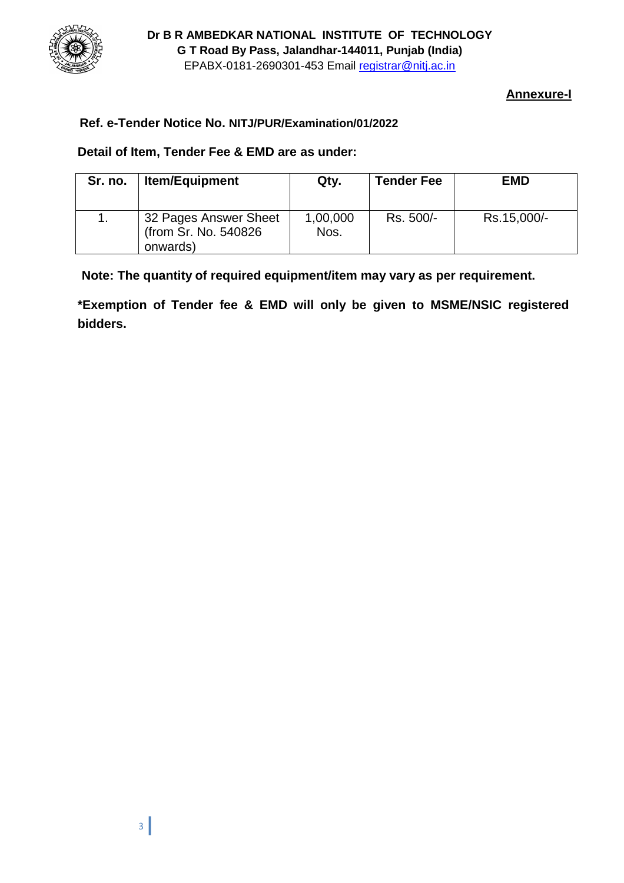**Dr B R AMBEDKAR NATIONAL INSTITUTE OF TECHNOLOGY**
**G T Road By Pass, Jalandhar-144011, Punjab (India)**
EPABX-0181-2690301-453 Email registrar@nitj.ac.in

**Annexure-I**

**Ref. e-Tender Notice No. NITJ/PUR/Examination/01/2022**

**Detail of Item, Tender Fee & EMD are as under:**

| Sr. no. | Item/Equipment | Qty. | Tender Fee | EMD |
|---|---|---|---|---|
| 1. | 32 Pages Answer Sheet (from Sr. No. 540826 onwards) | 1,00,000 Nos. | Rs. 500/- | Rs.15,000/- |

**Note: The quantity of required equipment/item may vary as per requirement.**

***Exemption of Tender fee & EMD will only be given to MSME/NSIC registered bidders.**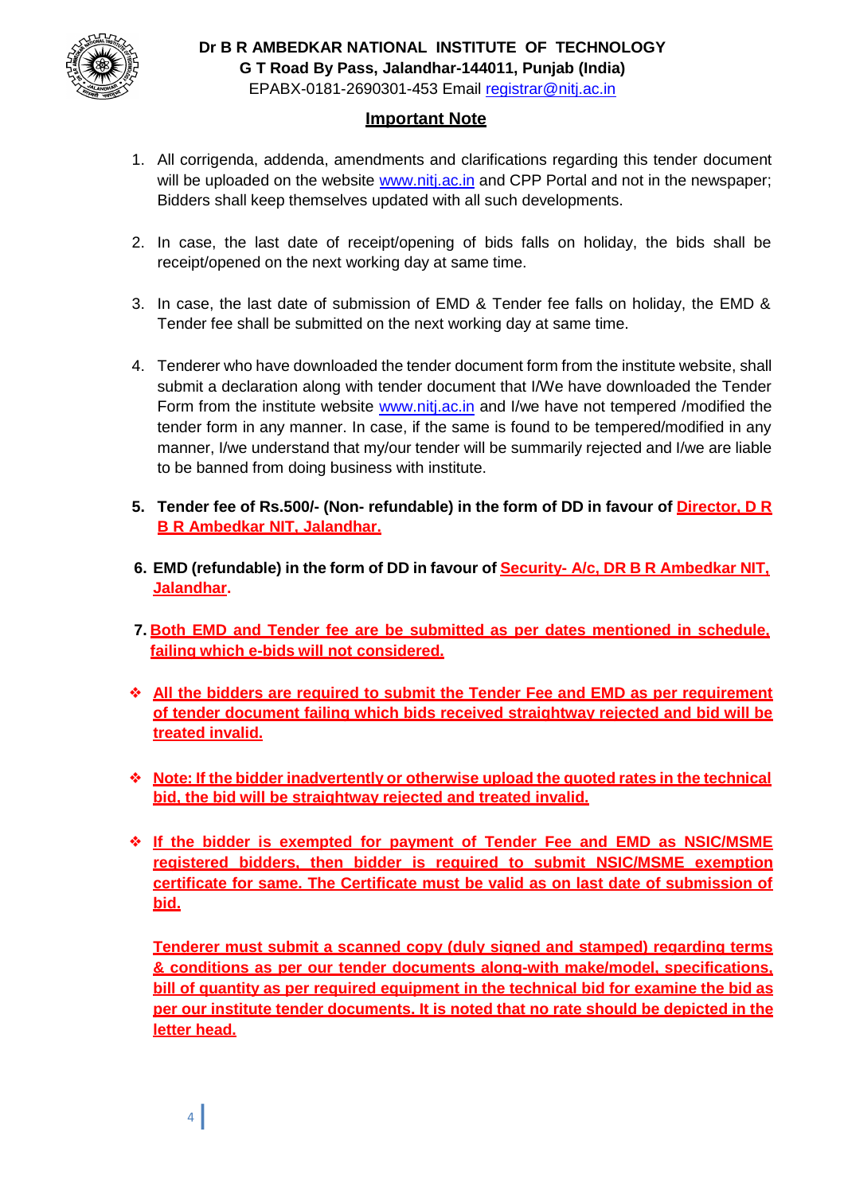**Dr B R AMBEDKAR NATIONAL INSTITUTE OF TECHNOLOGY**
**G T Road By Pass, Jalandhar-144011, Punjab (India)**
EPABX-0181-2690301-453 Email registrar@nitj.ac.in

## Important Note

1. All corrigenda, addenda, amendments and clarifications regarding this tender document will be uploaded on the website www.nitj.ac.in and CPP Portal and not in the newspaper; Bidders shall keep themselves updated with all such developments.

2. In case, the last date of receipt/opening of bids falls on holiday, the bids shall be receipt/opened on the next working day at same time.

3. In case, the last date of submission of EMD & Tender fee falls on holiday, the EMD & Tender fee shall be submitted on the next working day at same time.

4. Tenderer who have downloaded the tender document form from the institute website, shall submit a declaration along with tender document that I/We have downloaded the Tender Form from the institute website www.nitj.ac.in and I/we have not tempered /modified the tender form in any manner. In case, if the same is found to be tempered/modified in any manner, I/we understand that my/our tender will be summarily rejected and I/we are liable to be banned from doing business with institute.

5. **Tender fee of Rs.500/- (Non- refundable) in the form of DD in favour of Director, D R B R Ambedkar NIT, Jalandhar.**

6. **EMD (refundable) in the form of DD in favour of Security- A/c, DR B R Ambedkar NIT, Jalandhar.**

7. **Both EMD and Tender fee are be submitted as per dates mentioned in schedule, failing which e-bids will not considered.**

- **All the bidders are required to submit the Tender Fee and EMD as per requirement of tender document failing which bids received straightway rejected and bid will be treated invalid.**

- **Note: If the bidder inadvertently or otherwise upload the quoted rates in the technical bid, the bid will be straightway rejected and treated invalid.**

- **If the bidder is exempted for payment of Tender Fee and EMD as NSIC/MSME registered bidders, then bidder is required to submit NSIC/MSME exemption certificate for same. The Certificate must be valid as on last date of submission of bid.**

  **Tenderer must submit a scanned copy (duly signed and stamped) regarding terms & conditions as per our tender documents along-with make/model, specifications, bill of quantity as per required equipment in the technical bid for examine the bid as per our institute tender documents. It is noted that no rate should be depicted in the letter head.**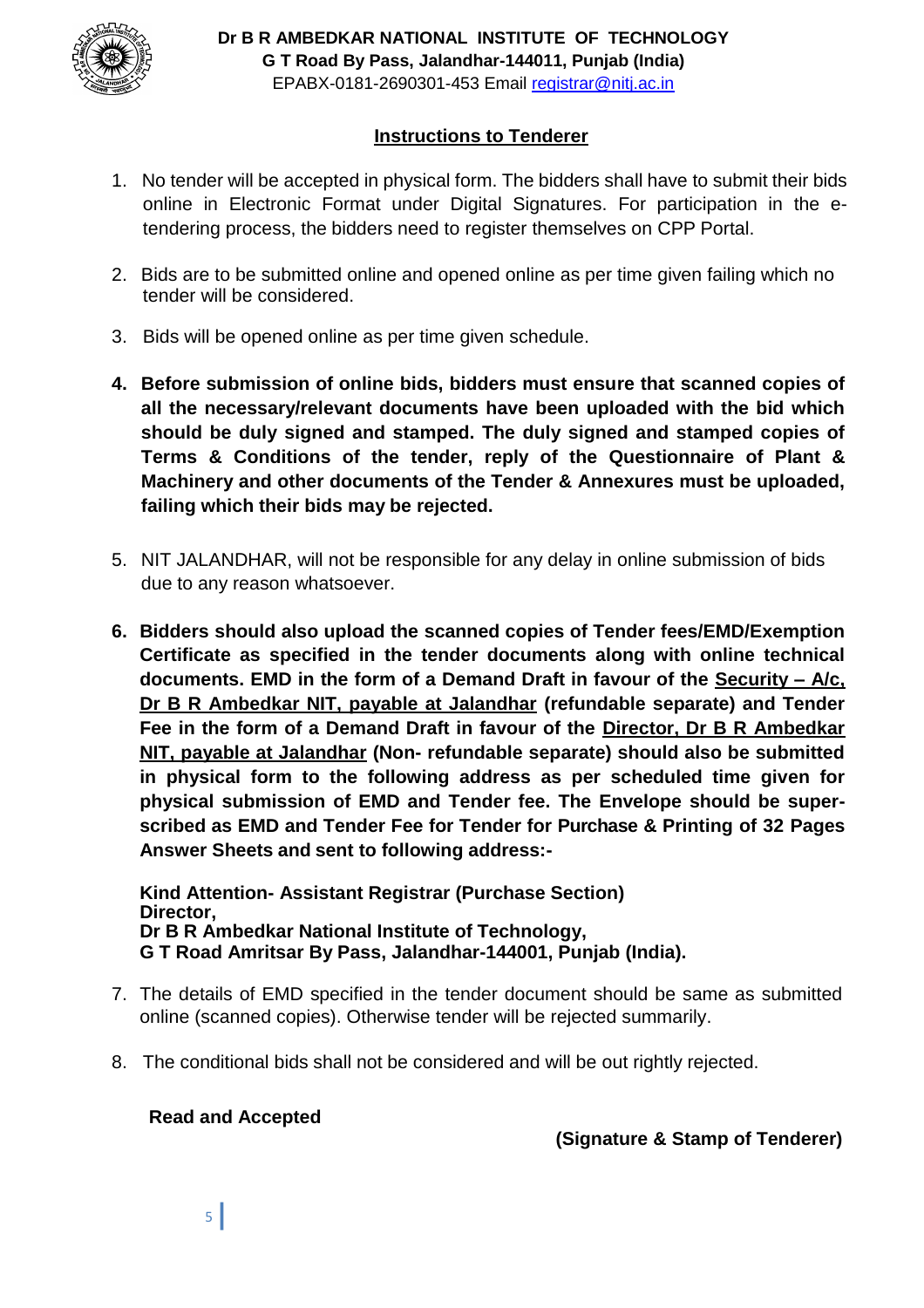**Dr B R AMBEDKAR NATIONAL INSTITUTE OF TECHNOLOGY**
**G T Road By Pass, Jalandhar-144011, Punjab (India)**
EPABX-0181-2690301-453 Email registrar@nitj.ac.in

## Instructions to Tenderer

1. No tender will be accepted in physical form. The bidders shall have to submit their bids online in Electronic Format under Digital Signatures. For participation in the e-tendering process, the bidders need to register themselves on CPP Portal.

2. Bids are to be submitted online and opened online as per time given failing which no tender will be considered.

3. Bids will be opened online as per time given schedule.

4. **Before submission of online bids, bidders must ensure that scanned copies of all the necessary/relevant documents have been uploaded with the bid which should be duly signed and stamped. The duly signed and stamped copies of Terms & Conditions of the tender, reply of the Questionnaire of Plant & Machinery and other documents of the Tender & Annexures must be uploaded, failing which their bids may be rejected.**

5. NIT JALANDHAR, will not be responsible for any delay in online submission of bids due to any reason whatsoever.

6. **Bidders should also upload the scanned copies of Tender fees/EMD/Exemption Certificate as specified in the tender documents along with online technical documents. EMD in the form of a Demand Draft in favour of the Security – A/c, Dr B R Ambedkar NIT, payable at Jalandhar (refundable separate) and Tender Fee in the form of a Demand Draft in favour of the Director, Dr B R Ambedkar NIT, payable at Jalandhar (Non- refundable separate) should also be submitted in physical form to the following address as per scheduled time given for physical submission of EMD and Tender fee. The Envelope should be super-scribed as EMD and Tender Fee for Tender for Purchase & Printing of 32 Pages Answer Sheets and sent to following address:-**

   **Kind Attention- Assistant Registrar (Purchase Section)**
   **Director,**
   **Dr B R Ambedkar National Institute of Technology,**
   **G T Road Amritsar By Pass, Jalandhar-144001, Punjab (India).**

7. The details of EMD specified in the tender document should be same as submitted online (scanned copies). Otherwise tender will be rejected summarily.

8. The conditional bids shall not be considered and will be out rightly rejected.

**Read and Accepted**

**(Signature & Stamp of Tenderer)**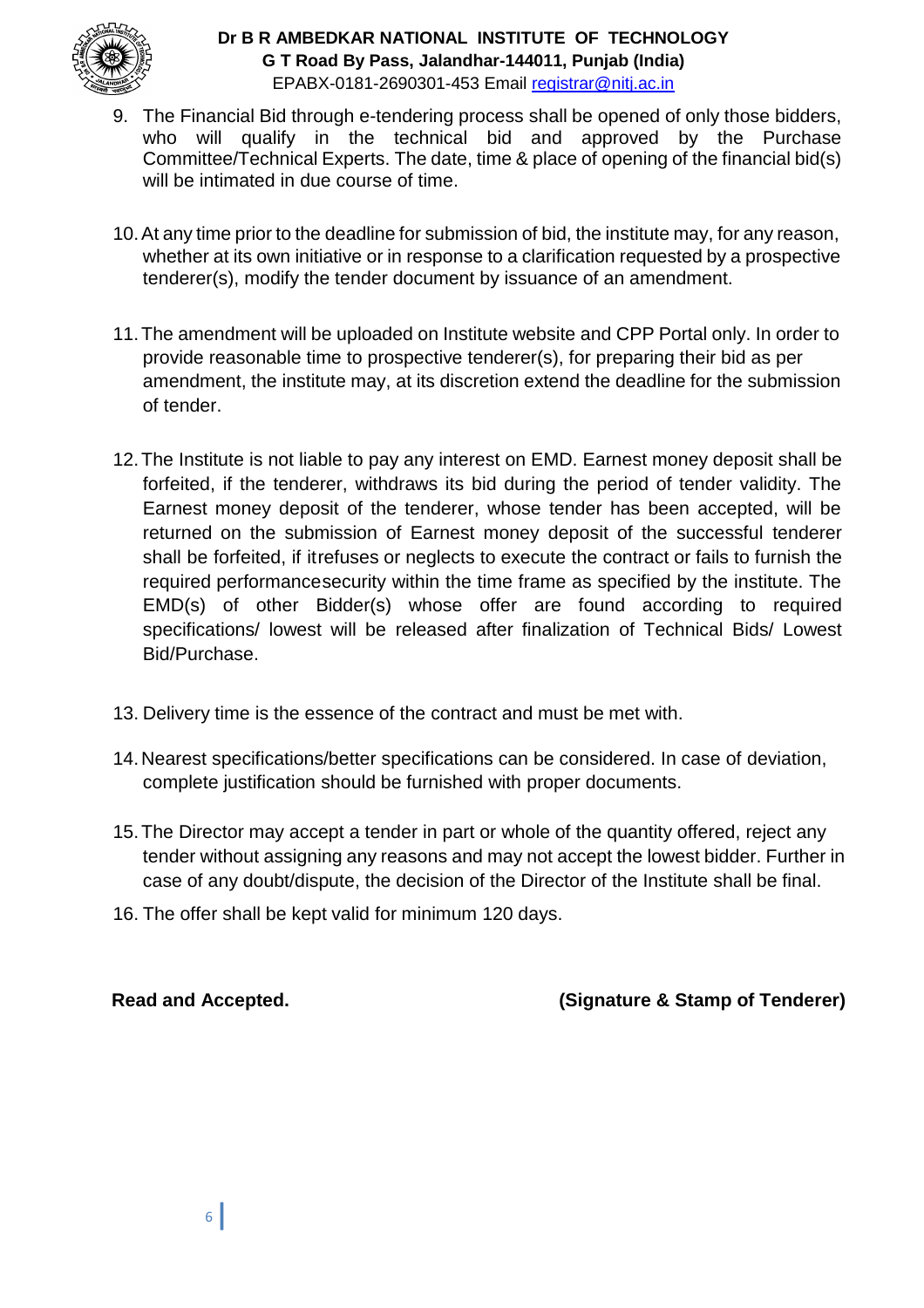9. The Financial Bid through e-tendering process shall be opened of only those bidders, who will qualify in the technical bid and approved by the Purchase Committee/Technical Experts. The date, time & place of opening of the financial bid(s) will be intimated in due course of time.

10. At any time prior to the deadline for submission of bid, the institute may, for any reason, whether at its own initiative or in response to a clarification requested by a prospective tenderer(s), modify the tender document by issuance of an amendment.

11. The amendment will be uploaded on Institute website and CPP Portal only. In order to provide reasonable time to prospective tenderer(s), for preparing their bid as per amendment, the institute may, at its discretion extend the deadline for the submission of tender.

12. The Institute is not liable to pay any interest on EMD. Earnest money deposit shall be forfeited, if the tenderer, withdraws its bid during the period of tender validity. The Earnest money deposit of the tenderer, whose tender has been accepted, will be returned on the submission of Earnest money deposit of the successful tenderer shall be forfeited, if itrefuses or neglects to execute the contract or fails to furnish the required performancesecurity within the time frame as specified by the institute. The EMD(s) of other Bidder(s) whose offer are found according to required specifications/ lowest will be released after finalization of Technical Bids/ Lowest Bid/Purchase.

13. Delivery time is the essence of the contract and must be met with.

14. Nearest specifications/better specifications can be considered. In case of deviation, complete justification should be furnished with proper documents.

15. The Director may accept a tender in part or whole of the quantity offered, reject any tender without assigning any reasons and may not accept the lowest bidder. Further in case of any doubt/dispute, the decision of the Director of the Institute shall be final.

16. The offer shall be kept valid for minimum 120 days.

**Read and Accepted.** **(Signature & Stamp of Tenderer)**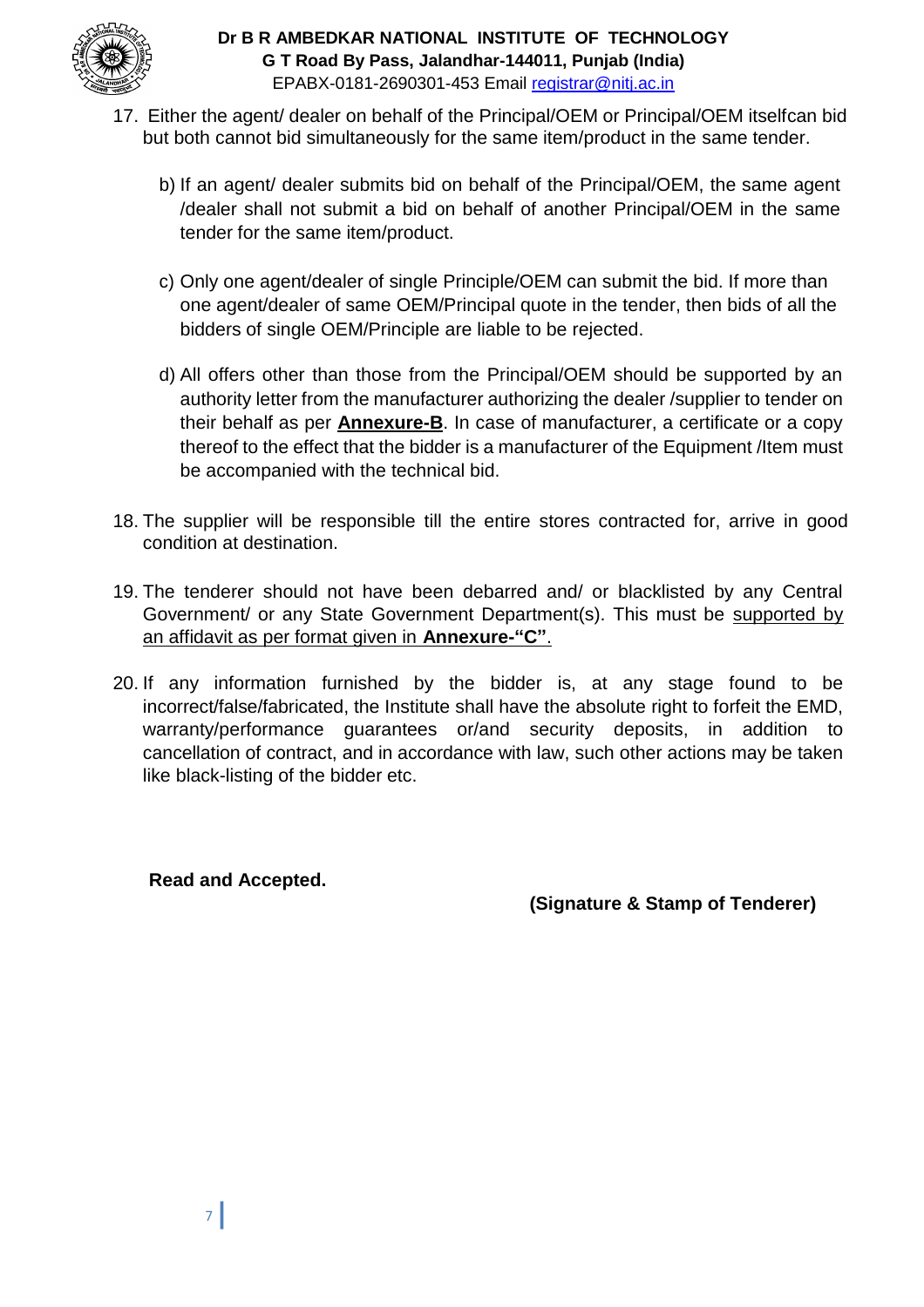17. Either the agent/ dealer on behalf of the Principal/OEM or Principal/OEM itselfcan bid but both cannot bid simultaneously for the same item/product in the same tender.

   b) If an agent/ dealer submits bid on behalf of the Principal/OEM, the same agent /dealer shall not submit a bid on behalf of another Principal/OEM in the same tender for the same item/product.

   c) Only one agent/dealer of single Principle/OEM can submit the bid. If more than one agent/dealer of same OEM/Principal quote in the tender, then bids of all the bidders of single OEM/Principle are liable to be rejected.

   d) All offers other than those from the Principal/OEM should be supported by an authority letter from the manufacturer authorizing the dealer /supplier to tender on their behalf as per **Annexure-B**. In case of manufacturer, a certificate or a copy thereof to the effect that the bidder is a manufacturer of the Equipment /Item must be accompanied with the technical bid.

18. The supplier will be responsible till the entire stores contracted for, arrive in good condition at destination.

19. The tenderer should not have been debarred and/ or blacklisted by any Central Government/ or any State Government Department(s). This must be supported by an affidavit as per format given in **Annexure-"C"**.

20. If any information furnished by the bidder is, at any stage found to be incorrect/false/fabricated, the Institute shall have the absolute right to forfeit the EMD, warranty/performance guarantees or/and security deposits, in addition to cancellation of contract, and in accordance with law, such other actions may be taken like black-listing of the bidder etc.

**Read and Accepted.**

**(Signature & Stamp of Tenderer)**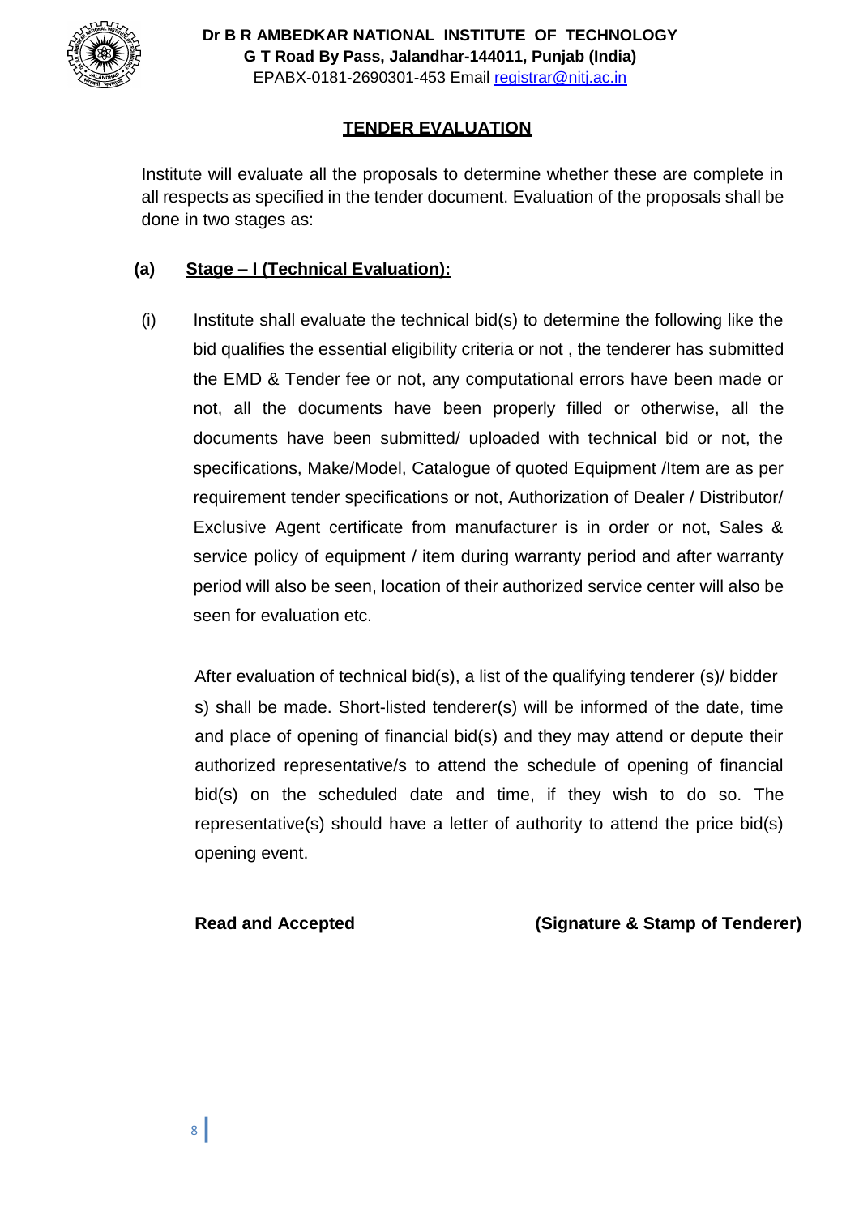Dr B R AMBEDKAR NATIONAL INSTITUTE OF TECHNOLOGY
G T Road By Pass, Jalandhar-144011, Punjab (India)
EPABX-0181-2690301-453 Email registrar@nitj.ac.in

## TENDER EVALUATION

Institute will evaluate all the proposals to determine whether these are complete in all respects as specified in the tender document. Evaluation of the proposals shall be done in two stages as:

**(a) Stage – I (Technical Evaluation):**

(i) Institute shall evaluate the technical bid(s) to determine the following like the bid qualifies the essential eligibility criteria or not , the tenderer has submitted the EMD & Tender fee or not, any computational errors have been made or not, all the documents have been properly filled or otherwise, all the documents have been submitted/ uploaded with technical bid or not, the specifications, Make/Model, Catalogue of quoted Equipment /Item are as per requirement tender specifications or not, Authorization of Dealer / Distributor/ Exclusive Agent certificate from manufacturer is in order or not, Sales & service policy of equipment / item during warranty period and after warranty period will also be seen, location of their authorized service center will also be seen for evaluation etc.

After evaluation of technical bid(s), a list of the qualifying tenderer (s)/ bidder s) shall be made. Short-listed tenderer(s) will be informed of the date, time and place of opening of financial bid(s) and they may attend or depute their authorized representative/s to attend the schedule of opening of financial bid(s) on the scheduled date and time, if they wish to do so. The representative(s) should have a letter of authority to attend the price bid(s) opening event.

**Read and Accepted** **(Signature & Stamp of Tenderer)**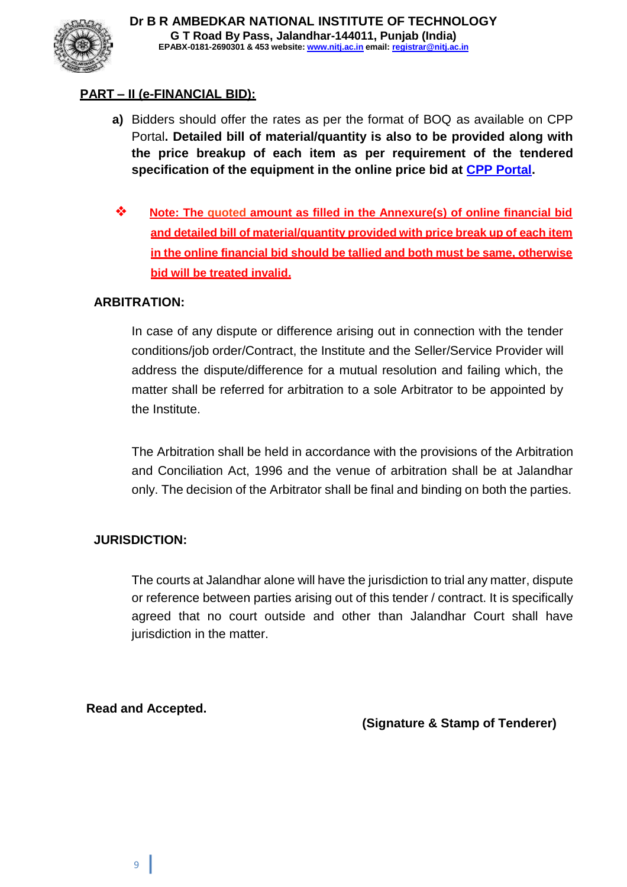## PART – II (e-FINANCIAL BID):

**a)** Bidders should offer the rates as per the format of BOQ as available on CPP Portal**. Detailed bill of material/quantity is also to be provided along with the price breakup of each item as per requirement of the tendered specification of the equipment in the online price bid at CPP Portal.**

- **Note: The quoted amount as filled in the Annexure(s) of online financial bid and detailed bill of material/quantity provided with price break up of each item in the online financial bid should be tallied and both must be same, otherwise bid will be treated invalid.**

### ARBITRATION:

In case of any dispute or difference arising out in connection with the tender conditions/job order/Contract, the Institute and the Seller/Service Provider will address the dispute/difference for a mutual resolution and failing which, the matter shall be referred for arbitration to a sole Arbitrator to be appointed by the Institute.

The Arbitration shall be held in accordance with the provisions of the Arbitration and Conciliation Act, 1996 and the venue of arbitration shall be at Jalandhar only. The decision of the Arbitrator shall be final and binding on both the parties.

### JURISDICTION:

The courts at Jalandhar alone will have the jurisdiction to trial any matter, dispute or reference between parties arising out of this tender / contract. It is specifically agreed that no court outside and other than Jalandhar Court shall have jurisdiction in the matter.

**Read and Accepted.**

**(Signature & Stamp of Tenderer)**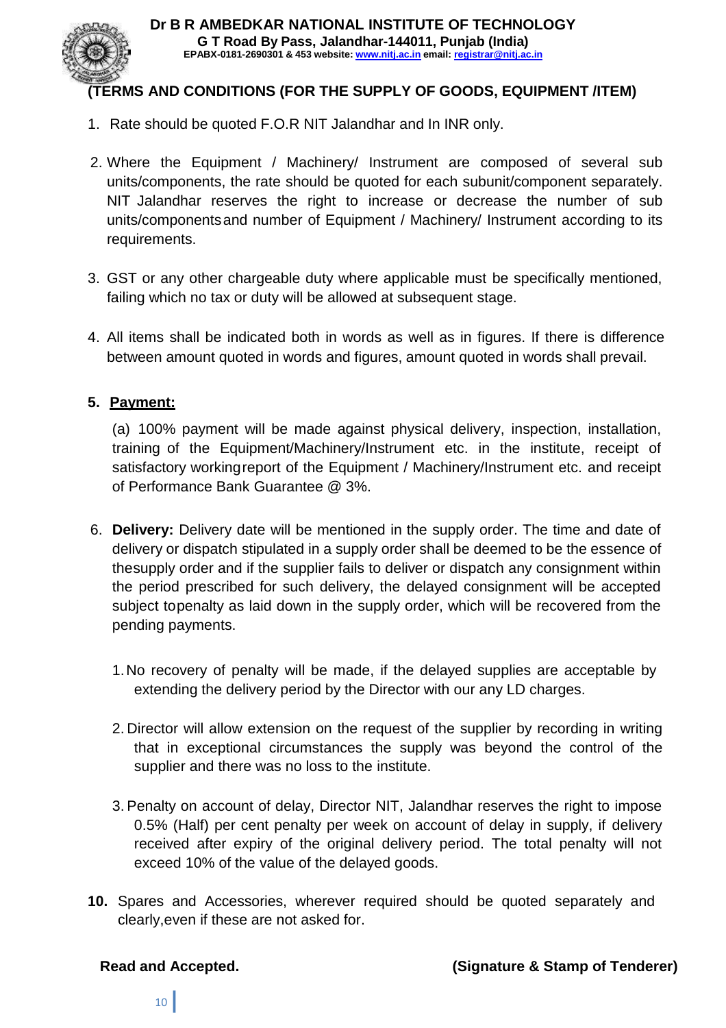**Dr B R AMBEDKAR NATIONAL INSTITUTE OF TECHNOLOGY**
**G T Road By Pass, Jalandhar-144011, Punjab (India)**
**EPABX-0181-2690301 & 453 website: www.nitj.ac.in email: registrar@nitj.ac.in**

## (TERMS AND CONDITIONS (FOR THE SUPPLY OF GOODS, EQUIPMENT /ITEM)

1. Rate should be quoted F.O.R NIT Jalandhar and In INR only.

2. Where the Equipment / Machinery/ Instrument are composed of several sub units/components, the rate should be quoted for each subunit/component separately. NIT Jalandhar reserves the right to increase or decrease the number of sub units/componentsand number of Equipment / Machinery/ Instrument according to its requirements.

3. GST or any other chargeable duty where applicable must be specifically mentioned, failing which no tax or duty will be allowed at subsequent stage.

4. All items shall be indicated both in words as well as in figures. If there is difference between amount quoted in words and figures, amount quoted in words shall prevail.

5. **Payment:**

   (a) 100% payment will be made against physical delivery, inspection, installation, training of the Equipment/Machinery/Instrument etc. in the institute, receipt of satisfactory workingreport of the Equipment / Machinery/Instrument etc. and receipt of Performance Bank Guarantee @ 3%.

6. **Delivery:** Delivery date will be mentioned in the supply order. The time and date of delivery or dispatch stipulated in a supply order shall be deemed to be the essence of thesupply order and if the supplier fails to deliver or dispatch any consignment within the period prescribed for such delivery, the delayed consignment will be accepted subject topenalty as laid down in the supply order, which will be recovered from the pending payments.

   1. No recovery of penalty will be made, if the delayed supplies are acceptable by extending the delivery period by the Director with our any LD charges.

   2. Director will allow extension on the request of the supplier by recording in writing that in exceptional circumstances the supply was beyond the control of the supplier and there was no loss to the institute.

   3. Penalty on account of delay, Director NIT, Jalandhar reserves the right to impose 0.5% (Half) per cent penalty per week on account of delay in supply, if delivery received after expiry of the original delivery period. The total penalty will not exceed 10% of the value of the delayed goods.

**10.** Spares and Accessories, wherever required should be quoted separately and clearly,even if these are not asked for.

**Read and Accepted.** **(Signature & Stamp of Tenderer)**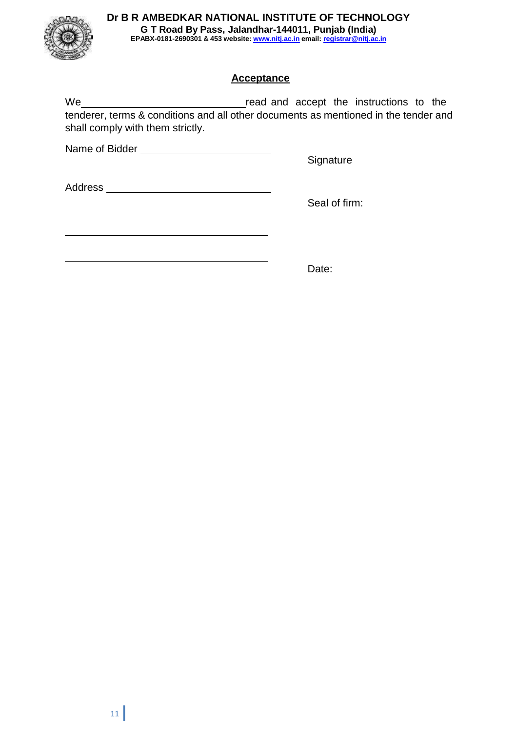**Dr B R AMBEDKAR NATIONAL INSTITUTE OF TECHNOLOGY**
**G T Road By Pass, Jalandhar-144011, Punjab (India)**
**EPABX-0181-2690301 & 453 website: www.nitj.ac.in email: registrar@nitj.ac.in**

## Acceptance

We ______________________________ read and accept the instructions to the tenderer, terms & conditions and all other documents as mentioned in the tender and shall comply with them strictly.

Name of Bidder ________________________

Signature

Address ____________________________

Seal of firm:

______________________________________

______________________________________

Date: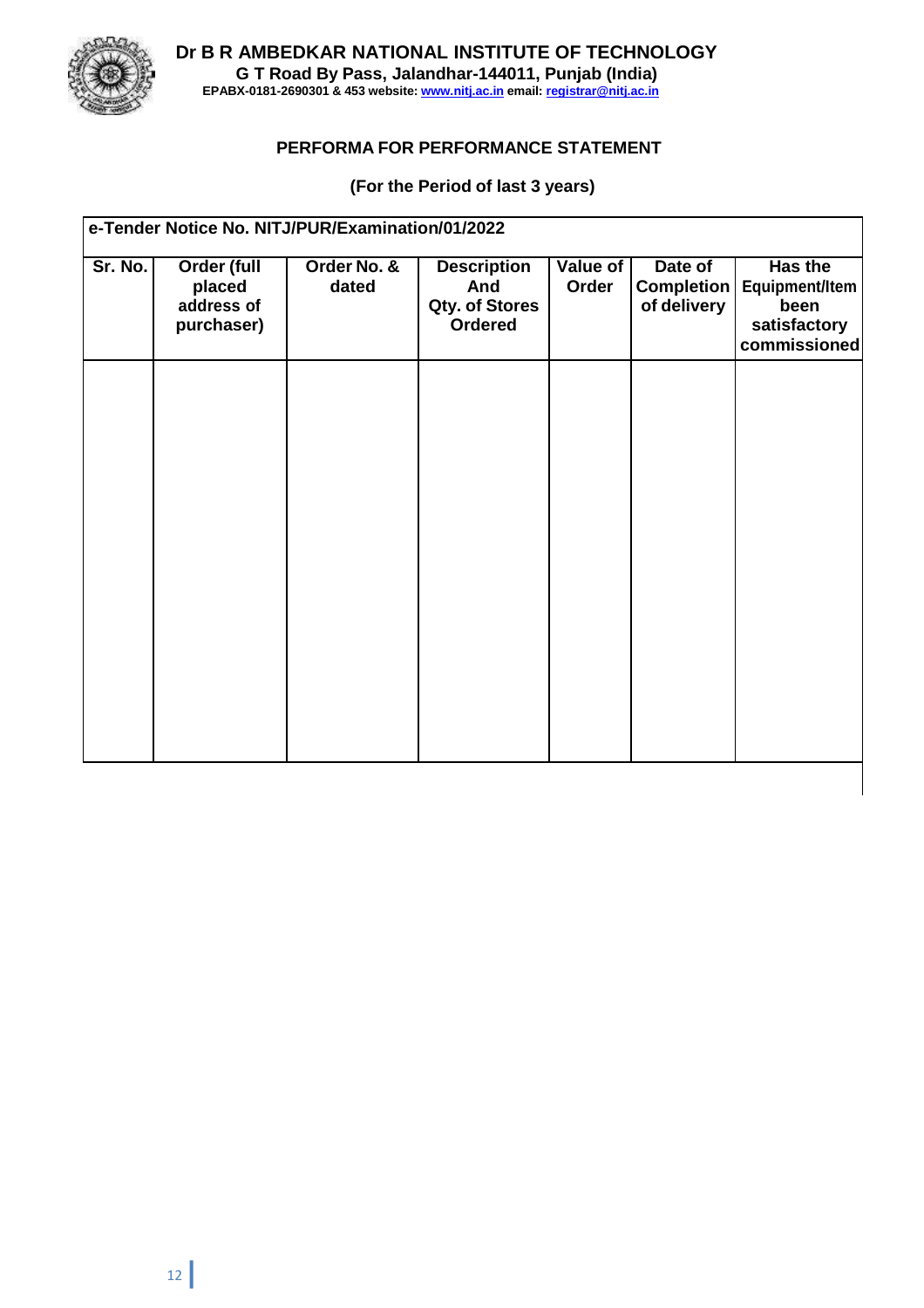**Dr B R AMBEDKAR NATIONAL INSTITUTE OF TECHNOLOGY**
**G T Road By Pass, Jalandhar-144011, Punjab (India)**
**EPABX-0181-2690301 & 453 website: www.nitj.ac.in email: registrar@nitj.ac.in**

## PERFORMA FOR PERFORMANCE STATEMENT

**(For the Period of last 3 years)**

| e-Tender Notice No. NITJ/PUR/Examination/01/2022 | | | | | | |
|---|---|---|---|---|---|---|
| **Sr. No.** | **Order (full placed address of purchaser)** | **Order No. & dated** | **Description And Qty. of Stores Ordered** | **Value of Order** | **Date of Completion of delivery** | **Has the Equipment/Item been satisfactory commissioned** |
| | | | | | | |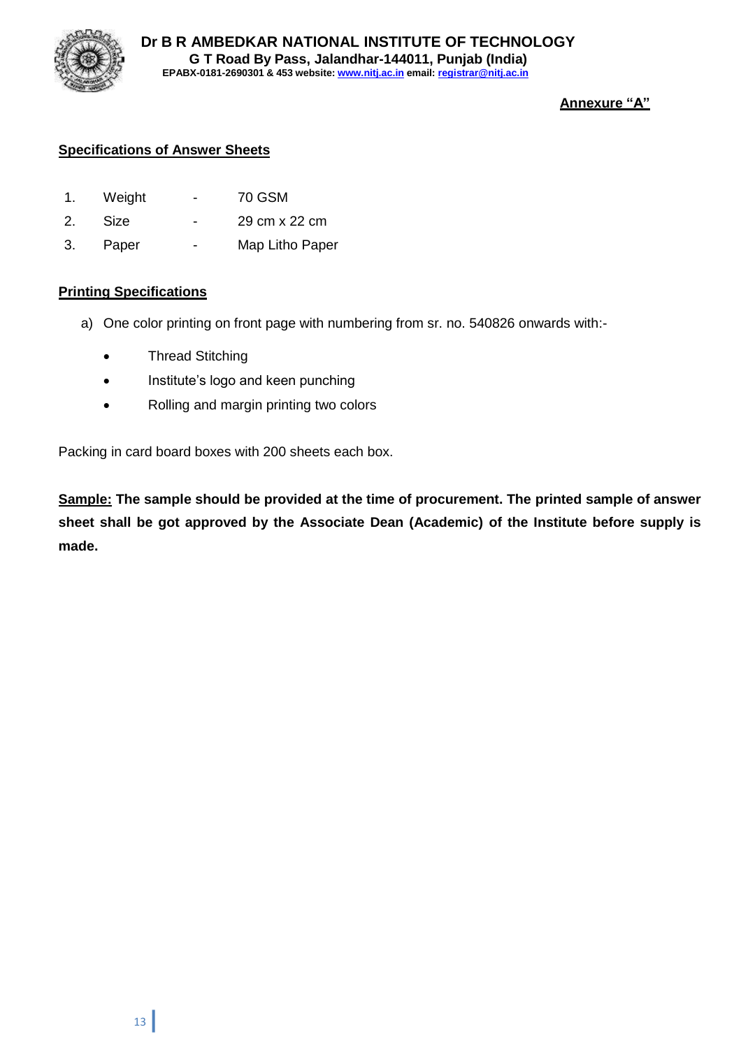Dr B R AMBEDKAR NATIONAL INSTITUTE OF TECHNOLOGY
G T Road By Pass, Jalandhar-144011, Punjab (India)
EPABX-0181-2690301 & 453 website: www.nitj.ac.in email: registrar@nitj.ac.in

**Annexure "A"**

## Specifications of Answer Sheets

| | | | |
|---|---|---|---|
| 1. | Weight | - | 70 GSM |
| 2. | Size | - | 29 cm x 22 cm |
| 3. | Paper | - | Map Litho Paper |

## Printing Specifications

a) One color printing on front page with numbering from sr. no. 540826 onwards with:-

- Thread Stitching
- Institute's logo and keen punching
- Rolling and margin printing two colors

Packing in card board boxes with 200 sheets each box.

**Sample: The sample should be provided at the time of procurement. The printed sample of answer sheet shall be got approved by the Associate Dean (Academic) of the Institute before supply is made.**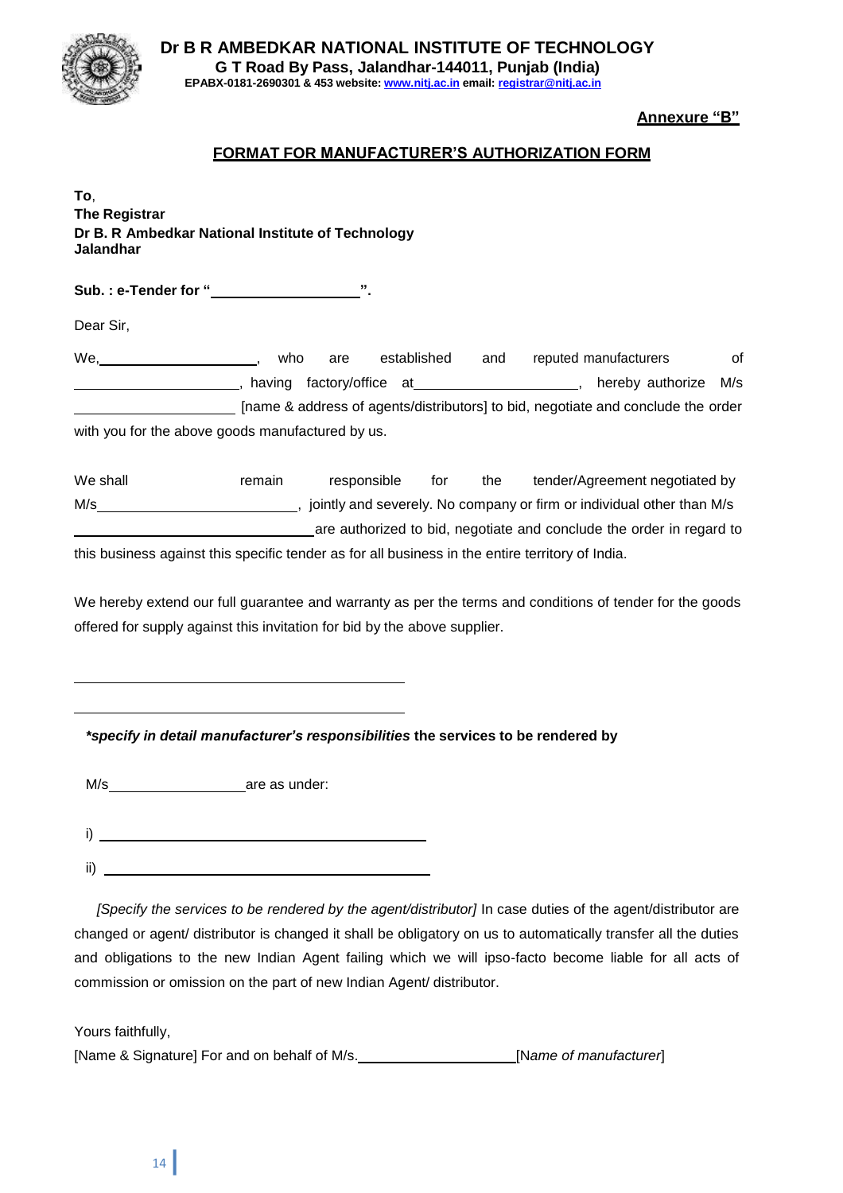**Dr B R AMBEDKAR NATIONAL INSTITUTE OF TECHNOLOGY**
**G T Road By Pass, Jalandhar-144011, Punjab (India)**
**EPABX-0181-2690301 & 453 website: www.nitj.ac.in email: registrar@nitj.ac.in**

**Annexure "B"**

## FORMAT FOR MANUFACTURER'S AUTHORIZATION FORM

**To**,
**The Registrar**
**Dr B. R Ambedkar National Institute of Technology**
**Jalandhar**

**Sub. : e-Tender for "\_\_\_\_\_\_\_\_\_\_\_\_\_\_\_\_\_\_\_\_".**

Dear Sir,

We,\_\_\_\_\_\_\_\_\_\_\_\_\_\_\_\_\_\_\_\_, who are established and reputed manufacturers of \_\_\_\_\_\_\_\_\_\_\_\_\_\_\_\_\_\_\_\_, having factory/office at\_\_\_\_\_\_\_\_\_\_\_\_\_\_\_\_\_\_\_\_, hereby authorize M/s \_\_\_\_\_\_\_\_\_\_\_\_\_\_\_\_\_\_\_\_ [name & address of agents/distributors] to bid, negotiate and conclude the order with you for the above goods manufactured by us.

We shall remain responsible for the tender/Agreement negotiated by M/s\_\_\_\_\_\_\_\_\_\_\_\_\_\_\_\_\_\_\_\_\_\_\_\_, jointly and severely. No company or firm or individual other than M/s \_\_\_\_\_\_\_\_\_\_\_\_\_\_\_\_\_\_\_\_\_\_\_\_\_\_\_\_\_\_ are authorized to bid, negotiate and conclude the order in regard to this business against this specific tender as for all business in the entire territory of India.

We hereby extend our full guarantee and warranty as per the terms and conditions of tender for the goods offered for supply against this invitation for bid by the above supplier.

\_\_\_\_\_\_\_\_\_\_\_\_\_\_\_\_\_\_\_\_\_\_\_\_\_\_\_\_\_\_\_\_\_\_\_\_\_\_\_\_

\_\_\_\_\_\_\_\_\_\_\_\_\_\_\_\_\_\_\_\_\_\_\_\_\_\_\_\_\_\_\_\_\_\_\_\_\_\_\_\_

***specify in detail manufacturer's responsibilities* the services to be rendered by**

M/s\_\_\_\_\_\_\_\_\_\_\_\_\_\_\_\_\_\_are as under:

i) \_\_\_\_\_\_\_\_\_\_\_\_\_\_\_\_\_\_\_\_\_\_\_\_\_\_\_\_\_\_\_\_\_\_\_\_\_\_\_\_

ii) \_\_\_\_\_\_\_\_\_\_\_\_\_\_\_\_\_\_\_\_\_\_\_\_\_\_\_\_\_\_\_\_\_\_\_\_\_\_\_\_

*[Specify the services to be rendered by the agent/distributor]* In case duties of the agent/distributor are changed or agent/ distributor is changed it shall be obligatory on us to automatically transfer all the duties and obligations to the new Indian Agent failing which we will ipso-facto become liable for all acts of commission or omission on the part of new Indian Agent/ distributor.

Yours faithfully,

[Name & Signature] For and on behalf of M/s.\_\_\_\_\_\_\_\_\_\_\_\_\_\_\_\_\_\_\_\_[N*ame of manufacturer*]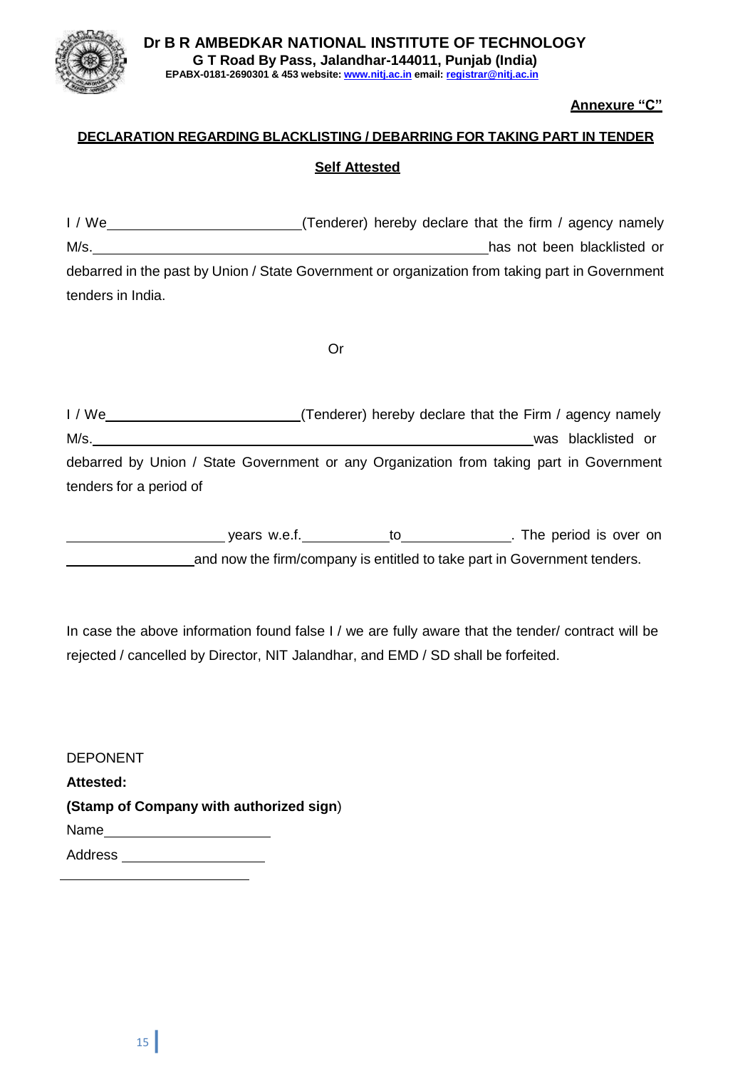**Dr B R AMBEDKAR NATIONAL INSTITUTE OF TECHNOLOGY**
**G T Road By Pass, Jalandhar-144011, Punjab (India)**
**EPABX-0181-2690301 & 453 website: www.nitj.ac.in email: registrar@nitj.ac.in**

**Annexure "C"**

**DECLARATION REGARDING BLACKLISTING / DEBARRING FOR TAKING PART IN TENDER**

**Self Attested**

I / We________________________(Tender) hereby declare that the firm / agency namely M/s.______________________________________________has not been blacklisted or debarred in the past by Union / State Government or organization from taking part in Government tenders in India.

Or

I / We________________________(Tenderer) hereby declare that the Firm / agency namely M/s.______________________________________________was blacklisted or debarred by Union / State Government or any Organization from taking part in Government tenders for a period of

____________________ years w.e.f.___________to_____________. The period is over on ________________and now the firm/company is entitled to take part in Government tenders.

In case the above information found false I / we are fully aware that the tender/ contract will be rejected / cancelled by Director, NIT Jalandhar, and EMD / SD shall be forfeited.

DEPONENT

**Attested:**

**(Stamp of Company with authorized sign)**

Name____________________

Address __________________

________________________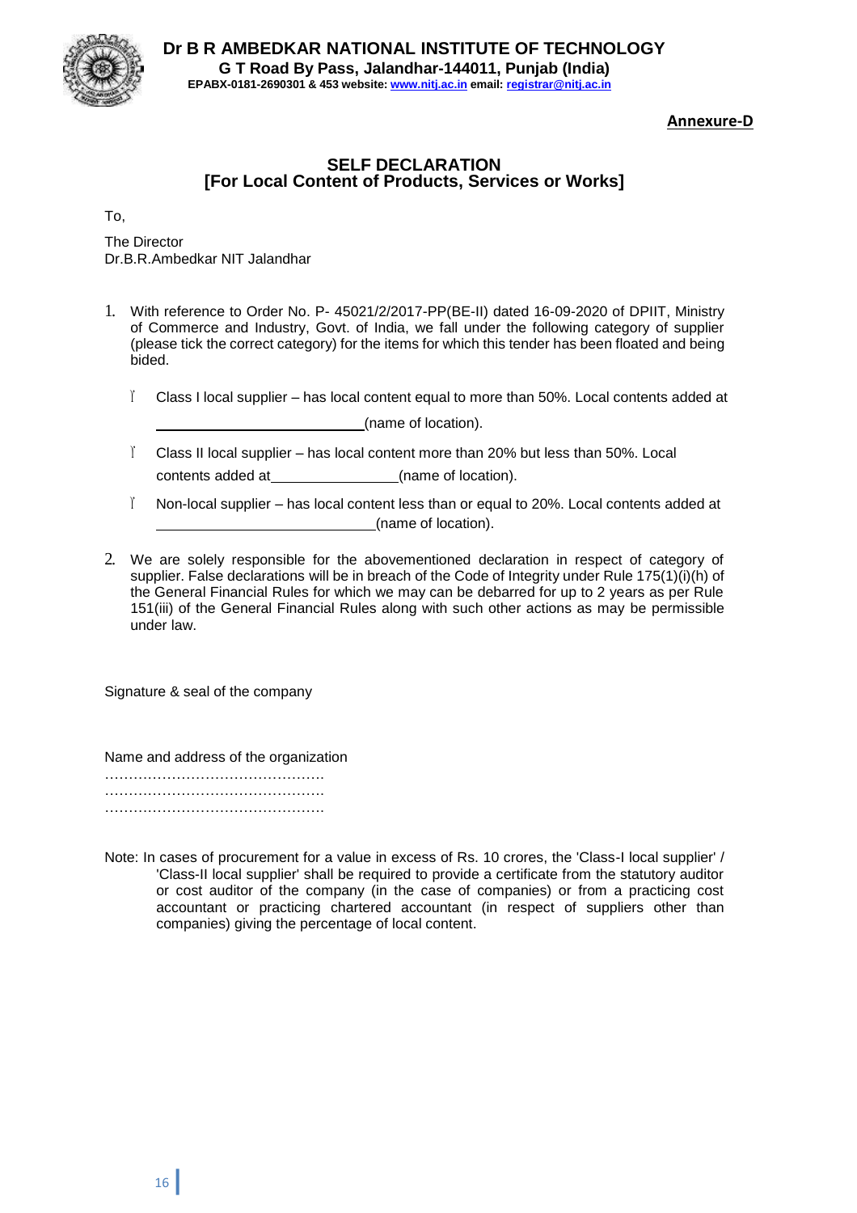**Dr B R AMBEDKAR NATIONAL INSTITUTE OF TECHNOLOGY**
**G T Road By Pass, Jalandhar-144011, Punjab (India)**
**EPABX-0181-2690301 & 453 website: www.nitj.ac.in email: registrar@nitj.ac.in**

**Annexure-D**

## SELF DECLARATION
## [For Local Content of Products, Services or Works]

To,

The Director
Dr.B.R.Ambedkar NIT Jalandhar

1. With reference to Order No. P- 45021/2/2017-PP(BE-II) dated 16-09-2020 of DPIIT, Ministry of Commerce and Industry, Govt. of India, we fall under the following category of supplier (please tick the correct category) for the items for which this tender has been floated and being bided.

   - Class I local supplier – has local content equal to more than 50%. Local contents added at ____________________(name of location).
   - Class II local supplier – has local content more than 20% but less than 50%. Local contents added at____________(name of location).
   - Non-local supplier – has local content less than or equal to 20%. Local contents added at ____________________(name of location).

2. We are solely responsible for the abovementioned declaration in respect of category of supplier. False declarations will be in breach of the Code of Integrity under Rule 175(1)(i)(h) of the General Financial Rules for which we may can be debarred for up to 2 years as per Rule 151(iii) of the General Financial Rules along with such other actions as may be permissible under law.

Signature & seal of the company

Name and address of the organization
……………………………………….
……………………………………….
……………………………………….

Note: In cases of procurement for a value in excess of Rs. 10 crores, the 'Class-I local supplier' / 'Class-II local supplier' shall be required to provide a certificate from the statutory auditor or cost auditor of the company (in the case of companies) or from a practicing cost accountant or practicing chartered accountant (in respect of suppliers other than companies) giving the percentage of local content.